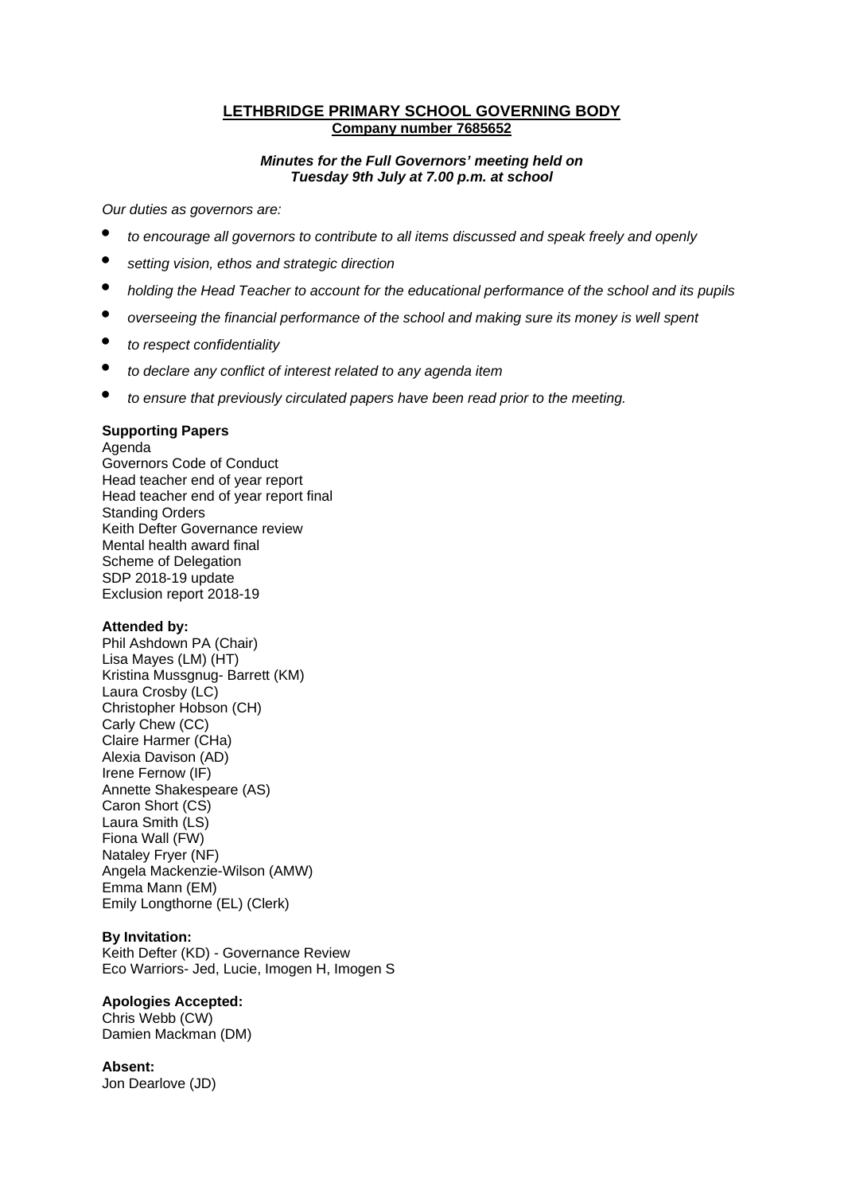# LETHBRIDGE PRIMARY SCHOOL GOVERNING BODY

**Company number 7685652**

***Minutes for the Full Governors' meeting held on Tuesday 9th July at 7.00 p.m. at school***

*Our duties as governors are:*

- *to encourage all governors to contribute to all items discussed and speak freely and openly*
- *setting vision, ethos and strategic direction*
- *holding the Head Teacher to account for the educational performance of the school and its pupils*
- *overseeing the financial performance of the school and making sure its money is well spent*
- *to respect confidentiality*
- *to declare any conflict of interest related to any agenda item*
- *to ensure that previously circulated papers have been read prior to the meeting.*

**Supporting Papers**

Agenda
Governors Code of Conduct
Head teacher end of year report
Head teacher end of year report final
Standing Orders
Keith Defter Governance review
Mental health award final
Scheme of Delegation
SDP 2018-19 update
Exclusion report 2018-19

**Attended by:**

Phil Ashdown PA (Chair)
Lisa Mayes (LM) (HT)
Kristina Mussgnug- Barrett (KM)
Laura Crosby (LC)
Christopher Hobson (CH)
Carly Chew (CC)
Claire Harmer (CHa)
Alexia Davison (AD)
Irene Fernow (IF)
Annette Shakespeare (AS)
Caron Short (CS)
Laura Smith (LS)
Fiona Wall (FW)
Nataley Fryer (NF)
Angela Mackenzie-Wilson (AMW)
Emma Mann (EM)
Emily Longthorne (EL) (Clerk)

**By Invitation:**

Keith Defter (KD) - Governance Review
Eco Warriors- Jed, Lucie, Imogen H, Imogen S

**Apologies Accepted:**

Chris Webb (CW)
Damien Mackman (DM)

**Absent:**

Jon Dearlove (JD)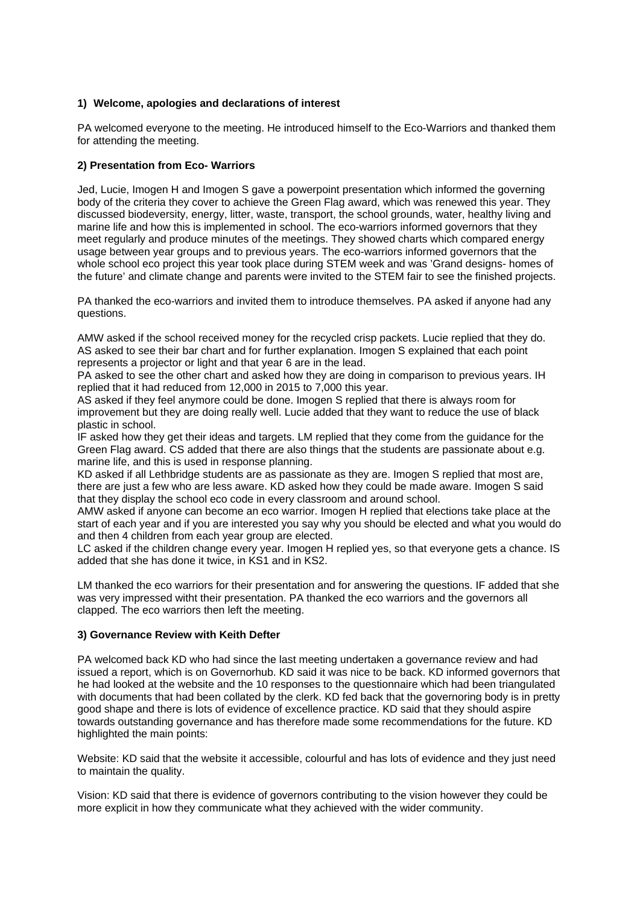**1) Welcome, apologies and declarations of interest**

PA welcomed everyone to the meeting. He introduced himself to the Eco-Warriors and thanked them for attending the meeting.

**2) Presentation from Eco- Warriors**

Jed, Lucie, Imogen H and Imogen S gave a powerpoint presentation which informed the governing body of the criteria they cover to achieve the Green Flag award, which was renewed this year. They discussed biodeversity, energy, litter, waste, transport, the school grounds, water, healthy living and marine life and how this is implemented in school. The eco-warriors informed governors that they meet regularly and produce minutes of the meetings. They showed charts which compared energy usage between year groups and to previous years. The eco-warriors informed governors that the whole school eco project this year took place during STEM week and was 'Grand designs- homes of the future' and climate change and parents were invited to the STEM fair to see the finished projects.

PA thanked the eco-warriors and invited them to introduce themselves. PA asked if anyone had any questions.

AMW asked if the school received money for the recycled crisp packets. Lucie replied that they do.
AS asked to see their bar chart and for further explanation. Imogen S explained that each point represents a projector or light and that year 6 are in the lead.
PA asked to see the other chart and asked how they are doing in comparison to previous years. IH replied that it had reduced from 12,000 in 2015 to 7,000 this year.
AS asked if they feel anymore could be done. Imogen S replied that there is always room for improvement but they are doing really well. Lucie added that they want to reduce the use of black plastic in school.
IF asked how they get their ideas and targets. LM replied that they come from the guidance for the Green Flag award. CS added that there are also things that the students are passionate about e.g. marine life, and this is used in response planning.
KD asked if all Lethbridge students are as passionate as they are. Imogen S replied that most are, there are just a few who are less aware. KD asked how they could be made aware. Imogen S said that they display the school eco code in every classroom and around school.
AMW asked if anyone can become an eco warrior. Imogen H replied that elections take place at the start of each year and if you are interested you say why you should be elected and what you would do and then 4 children from each year group are elected.
LC asked if the children change every year. Imogen H replied yes, so that everyone gets a chance. IS added that she has done it twice, in KS1 and in KS2.

LM thanked the eco warriors for their presentation and for answering the questions. IF added that she was very impressed witht their presentation. PA thanked the eco warriors and the governors all clapped. The eco warriors then left the meeting.

**3) Governance Review with Keith Defter**

PA welcomed back KD who had since the last meeting undertaken a governance review and had issued a report, which is on Governorhub. KD said it was nice to be back. KD informed governors that he had looked at the website and the 10 responses to the questionnaire which had been triangulated with documents that had been collated by the clerk. KD fed back that the governoring body is in pretty good shape and there is lots of evidence of excellence practice. KD said that they should aspire towards outstanding governance and has therefore made some recommendations for the future. KD highlighted the main points:

Website: KD said that the website it accessible, colourful and has lots of evidence and they just need to maintain the quality.

Vision: KD said that there is evidence of governors contributing to the vision however they could be more explicit in how they communicate what they achieved with the wider community.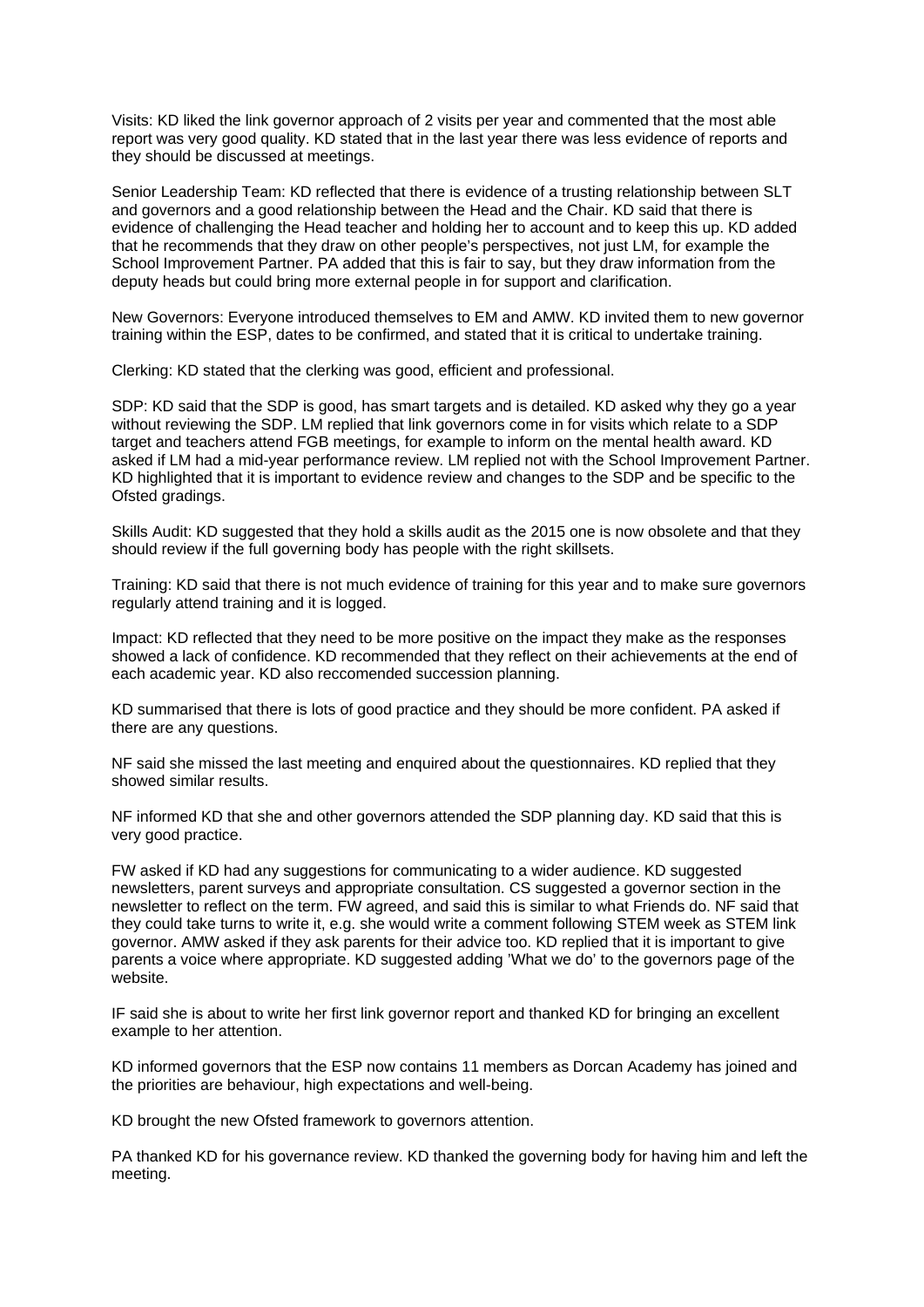Visits: KD liked the link governor approach of 2 visits per year and commented that the most able report was very good quality. KD stated that in the last year there was less evidence of reports and they should be discussed at meetings.

Senior Leadership Team: KD reflected that there is evidence of a trusting relationship between SLT and governors and a good relationship between the Head and the Chair. KD said that there is evidence of challenging the Head teacher and holding her to account and to keep this up. KD added that he recommends that they draw on other people's perspectives, not just LM, for example the School Improvement Partner. PA added that this is fair to say, but they draw information from the deputy heads but could bring more external people in for support and clarification.

New Governors: Everyone introduced themselves to EM and AMW. KD invited them to new governor training within the ESP, dates to be confirmed, and stated that it is critical to undertake training.

Clerking: KD stated that the clerking was good, efficient and professional.

SDP: KD said that the SDP is good, has smart targets and is detailed. KD asked why they go a year without reviewing the SDP. LM replied that link governors come in for visits which relate to a SDP target and teachers attend FGB meetings, for example to inform on the mental health award. KD asked if LM had a mid-year performance review. LM replied not with the School Improvement Partner. KD highlighted that it is important to evidence review and changes to the SDP and be specific to the Ofsted gradings.

Skills Audit: KD suggested that they hold a skills audit as the 2015 one is now obsolete and that they should review if the full governing body has people with the right skillsets.

Training: KD said that there is not much evidence of training for this year and to make sure governors regularly attend training and it is logged.

Impact: KD reflected that they need to be more positive on the impact they make as the responses showed a lack of confidence. KD recommended that they reflect on their achievements at the end of each academic year. KD also reccomended succession planning.

KD summarised that there is lots of good practice and they should be more confident. PA asked if there are any questions.

NF said she missed the last meeting and enquired about the questionnaires. KD replied that they showed similar results.

NF informed KD that she and other governors attended the SDP planning day. KD said that this is very good practice.

FW asked if KD had any suggestions for communicating to a wider audience. KD suggested newsletters, parent surveys and appropriate consultation. CS suggested a governor section in the newsletter to reflect on the term. FW agreed, and said this is similar to what Friends do. NF said that they could take turns to write it, e.g. she would write a comment following STEM week as STEM link governor. AMW asked if they ask parents for their advice too. KD replied that it is important to give parents a voice where appropriate. KD suggested adding 'What we do' to the governors page of the website.

IF said she is about to write her first link governor report and thanked KD for bringing an excellent example to her attention.

KD informed governors that the ESP now contains 11 members as Dorcan Academy has joined and the priorities are behaviour, high expectations and well-being.

KD brought the new Ofsted framework to governors attention.

PA thanked KD for his governance review. KD thanked the governing body for having him and left the meeting.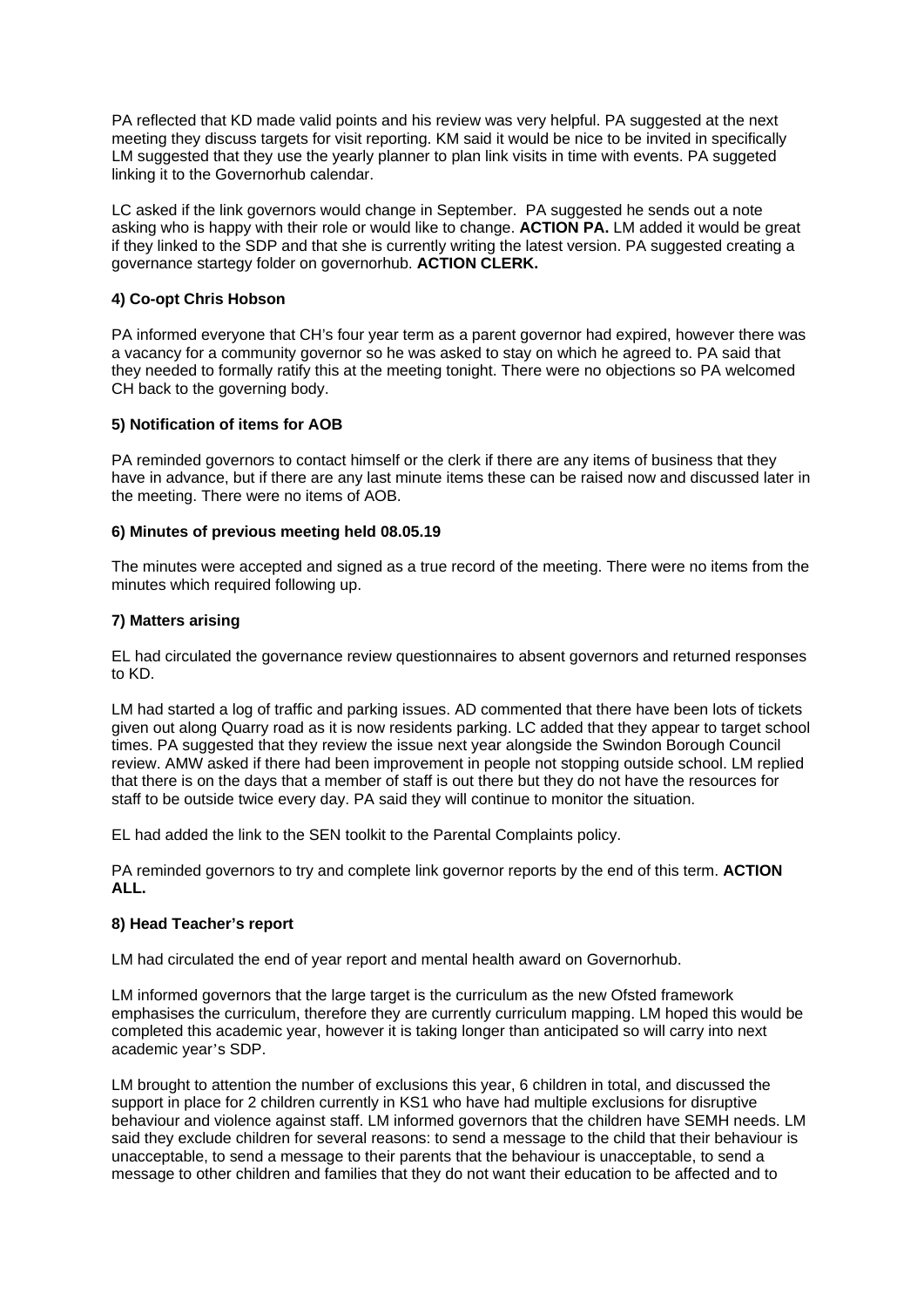PA reflected that KD made valid points and his review was very helpful. PA suggested at the next meeting they discuss targets for visit reporting. KM said it would be nice to be invited in specifically LM suggested that they use the yearly planner to plan link visits in time with events. PA suggeted linking it to the Governorhub calendar.

LC asked if the link governors would change in September. PA suggested he sends out a note asking who is happy with their role or would like to change. **ACTION PA.** LM added it would be great if they linked to the SDP and that she is currently writing the latest version. PA suggested creating a governance startegy folder on governorhub. **ACTION CLERK.**

### 4) Co-opt Chris Hobson

PA informed everyone that CH's four year term as a parent governor had expired, however there was a vacancy for a community governor so he was asked to stay on which he agreed to. PA said that they needed to formally ratify this at the meeting tonight. There were no objections so PA welcomed CH back to the governing body.

### 5) Notification of items for AOB

PA reminded governors to contact himself or the clerk if there are any items of business that they have in advance, but if there are any last minute items these can be raised now and discussed later in the meeting. There were no items of AOB.

### 6) Minutes of previous meeting held 08.05.19

The minutes were accepted and signed as a true record of the meeting. There were no items from the minutes which required following up.

### 7) Matters arising

EL had circulated the governance review questionnaires to absent governors and returned responses to KD.

LM had started a log of traffic and parking issues. AD commented that there have been lots of tickets given out along Quarry road as it is now residents parking. LC added that they appear to target school times. PA suggested that they review the issue next year alongside the Swindon Borough Council review. AMW asked if there had been improvement in people not stopping outside school. LM replied that there is on the days that a member of staff is out there but they do not have the resources for staff to be outside twice every day. PA said they will continue to monitor the situation.

EL had added the link to the SEN toolkit to the Parental Complaints policy.

PA reminded governors to try and complete link governor reports by the end of this term. **ACTION ALL.**

### 8) Head Teacher's report

LM had circulated the end of year report and mental health award on Governorhub.

LM informed governors that the large target is the curriculum as the new Ofsted framework emphasises the curriculum, therefore they are currently curriculum mapping. LM hoped this would be completed this academic year, however it is taking longer than anticipated so will carry into next academic year's SDP.

LM brought to attention the number of exclusions this year, 6 children in total, and discussed the support in place for 2 children currently in KS1 who have had multiple exclusions for disruptive behaviour and violence against staff. LM informed governors that the children have SEMH needs. LM said they exclude children for several reasons: to send a message to the child that their behaviour is unacceptable, to send a message to their parents that the behaviour is unacceptable, to send a message to other children and families that they do not want their education to be affected and to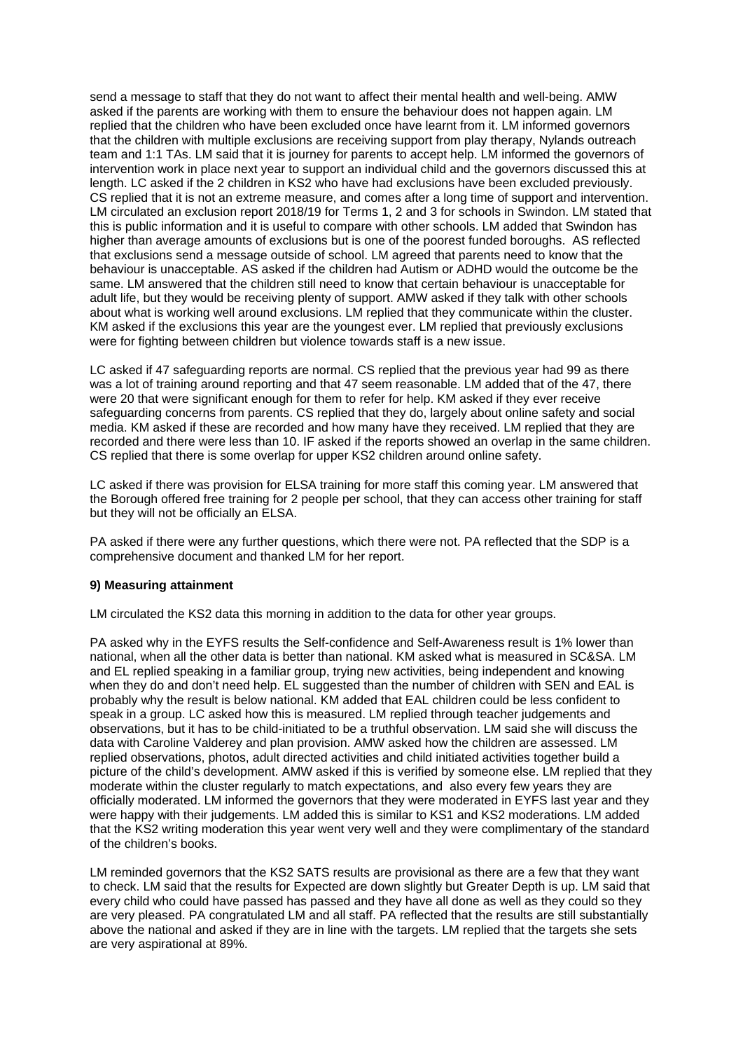send a message to staff that they do not want to affect their mental health and well-being. AMW asked if the parents are working with them to ensure the behaviour does not happen again. LM replied that the children who have been excluded once have learnt from it. LM informed governors that the children with multiple exclusions are receiving support from play therapy, Nylands outreach team and 1:1 TAs. LM said that it is journey for parents to accept help. LM informed the governors of intervention work in place next year to support an individual child and the governors discussed this at length. LC asked if the 2 children in KS2 who have had exclusions have been excluded previously. CS replied that it is not an extreme measure, and comes after a long time of support and intervention. LM circulated an exclusion report 2018/19 for Terms 1, 2 and 3 for schools in Swindon. LM stated that this is public information and it is useful to compare with other schools. LM added that Swindon has higher than average amounts of exclusions but is one of the poorest funded boroughs. AS reflected that exclusions send a message outside of school. LM agreed that parents need to know that the behaviour is unacceptable. AS asked if the children had Autism or ADHD would the outcome be the same. LM answered that the children still need to know that certain behaviour is unacceptable for adult life, but they would be receiving plenty of support. AMW asked if they talk with other schools about what is working well around exclusions. LM replied that they communicate within the cluster. KM asked if the exclusions this year are the youngest ever. LM replied that previously exclusions were for fighting between children but violence towards staff is a new issue.

LC asked if 47 safeguarding reports are normal. CS replied that the previous year had 99 as there was a lot of training around reporting and that 47 seem reasonable. LM added that of the 47, there were 20 that were significant enough for them to refer for help. KM asked if they ever receive safeguarding concerns from parents. CS replied that they do, largely about online safety and social media. KM asked if these are recorded and how many have they received. LM replied that they are recorded and there were less than 10. IF asked if the reports showed an overlap in the same children. CS replied that there is some overlap for upper KS2 children around online safety.

LC asked if there was provision for ELSA training for more staff this coming year. LM answered that the Borough offered free training for 2 people per school, that they can access other training for staff but they will not be officially an ELSA.

PA asked if there were any further questions, which there were not. PA reflected that the SDP is a comprehensive document and thanked LM for her report.

**9) Measuring attainment**

LM circulated the KS2 data this morning in addition to the data for other year groups.

PA asked why in the EYFS results the Self-confidence and Self-Awareness result is 1% lower than national, when all the other data is better than national. KM asked what is measured in SC&SA. LM and EL replied speaking in a familiar group, trying new activities, being independent and knowing when they do and don't need help. EL suggested than the number of children with SEN and EAL is probably why the result is below national. KM added that EAL children could be less confident to speak in a group. LC asked how this is measured. LM replied through teacher judgements and observations, but it has to be child-initiated to be a truthful observation. LM said she will discuss the data with Caroline Valderey and plan provision. AMW asked how the children are assessed. LM replied observations, photos, adult directed activities and child initiated activities together build a picture of the child's development. AMW asked if this is verified by someone else. LM replied that they moderate within the cluster regularly to match expectations, and also every few years they are officially moderated. LM informed the governors that they were moderated in EYFS last year and they were happy with their judgements. LM added this is similar to KS1 and KS2 moderations. LM added that the KS2 writing moderation this year went very well and they were complimentary of the standard of the children's books.

LM reminded governors that the KS2 SATS results are provisional as there are a few that they want to check. LM said that the results for Expected are down slightly but Greater Depth is up. LM said that every child who could have passed has passed and they have all done as well as they could so they are very pleased. PA congratulated LM and all staff. PA reflected that the results are still substantially above the national and asked if they are in line with the targets. LM replied that the targets she sets are very aspirational at 89%.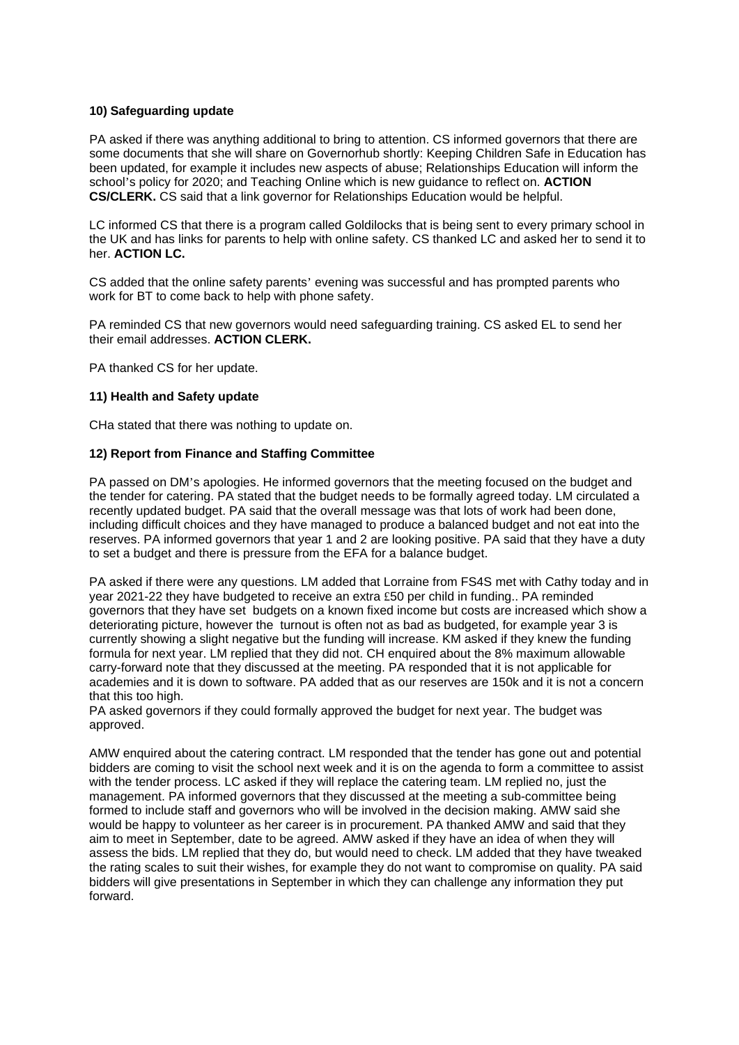### 10) Safeguarding update

PA asked if there was anything additional to bring to attention. CS informed governors that there are some documents that she will share on Governorhub shortly: Keeping Children Safe in Education has been updated, for example it includes new aspects of abuse; Relationships Education will inform the school's policy for 2020; and Teaching Online which is new guidance to reflect on. **ACTION CS/CLERK.** CS said that a link governor for Relationships Education would be helpful.

LC informed CS that there is a program called Goldilocks that is being sent to every primary school in the UK and has links for parents to help with online safety. CS thanked LC and asked her to send it to her. **ACTION LC.**

CS added that the online safety parents' evening was successful and has prompted parents who work for BT to come back to help with phone safety.

PA reminded CS that new governors would need safeguarding training. CS asked EL to send her their email addresses. **ACTION CLERK.**

PA thanked CS for her update.

### 11) Health and Safety update

CHa stated that there was nothing to update on.

### 12) Report from Finance and Staffing Committee

PA passed on DM's apologies. He informed governors that the meeting focused on the budget and the tender for catering. PA stated that the budget needs to be formally agreed today. LM circulated a recently updated budget. PA said that the overall message was that lots of work had been done, including difficult choices and they have managed to produce a balanced budget and not eat into the reserves. PA informed governors that year 1 and 2 are looking positive. PA said that they have a duty to set a budget and there is pressure from the EFA for a balance budget.

PA asked if there were any questions. LM added that Lorraine from FS4S met with Cathy today and in year 2021-22 they have budgeted to receive an extra £50 per child in funding.. PA reminded governors that they have set budgets on a known fixed income but costs are increased which show a deteriorating picture, however the turnout is often not as bad as budgeted, for example year 3 is currently showing a slight negative but the funding will increase. KM asked if they knew the funding formula for next year. LM replied that they did not. CH enquired about the 8% maximum allowable carry-forward note that they discussed at the meeting. PA responded that it is not applicable for academies and it is down to software. PA added that as our reserves are 150k and it is not a concern that this too high.
PA asked governors if they could formally approved the budget for next year. The budget was approved.

AMW enquired about the catering contract. LM responded that the tender has gone out and potential bidders are coming to visit the school next week and it is on the agenda to form a committee to assist with the tender process. LC asked if they will replace the catering team. LM replied no, just the management. PA informed governors that they discussed at the meeting a sub-committee being formed to include staff and governors who will be involved in the decision making. AMW said she would be happy to volunteer as her career is in procurement. PA thanked AMW and said that they aim to meet in September, date to be agreed. AMW asked if they have an idea of when they will assess the bids. LM replied that they do, but would need to check. LM added that they have tweaked the rating scales to suit their wishes, for example they do not want to compromise on quality. PA said bidders will give presentations in September in which they can challenge any information they put forward.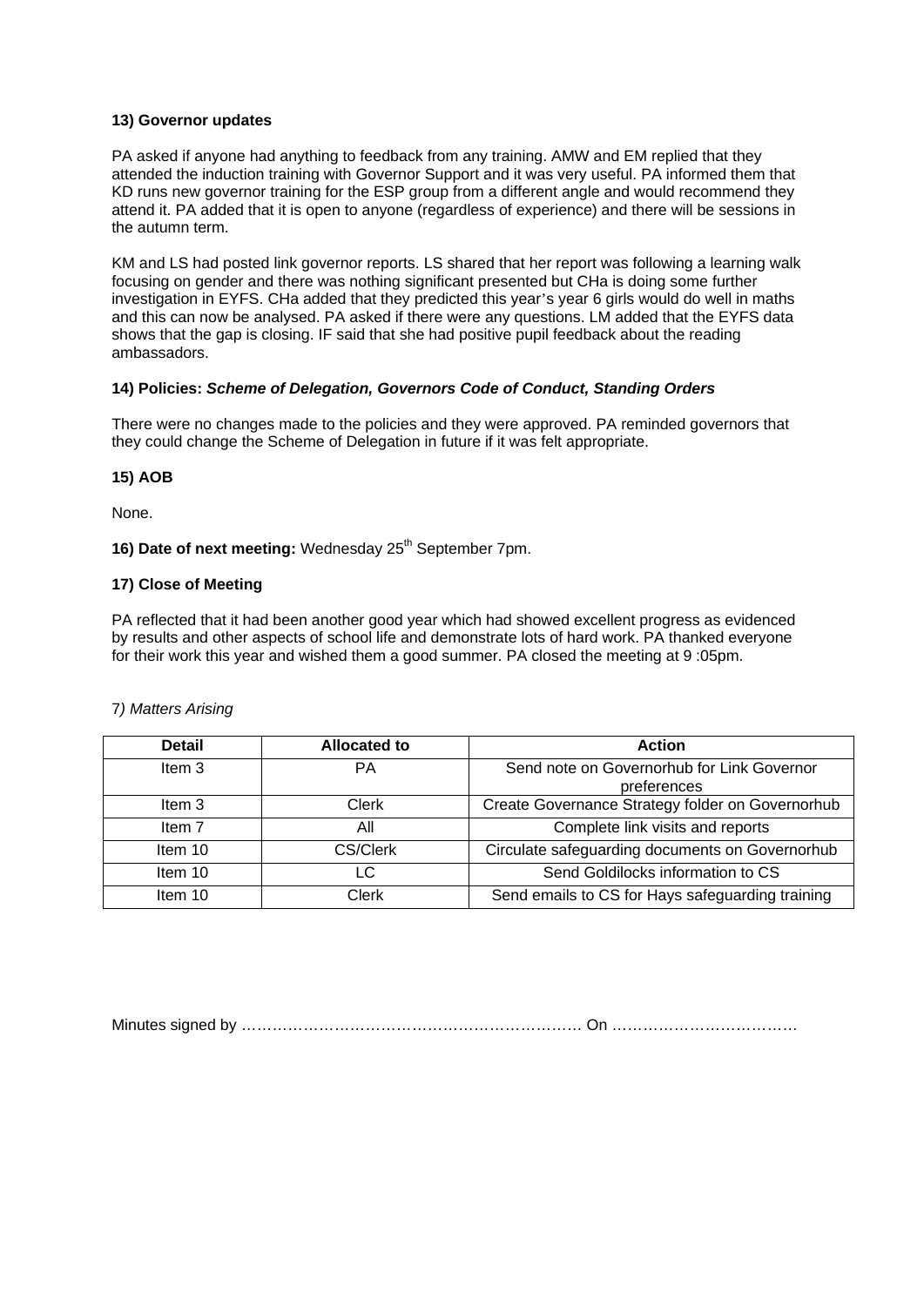**13) Governor updates**

PA asked if anyone had anything to feedback from any training. AMW and EM replied that they attended the induction training with Governor Support and it was very useful. PA informed them that KD runs new governor training for the ESP group from a different angle and would recommend they attend it. PA added that it is open to anyone (regardless of experience) and there will be sessions in the autumn term.

KM and LS had posted link governor reports. LS shared that her report was following a learning walk focusing on gender and there was nothing significant presented but CHa is doing some further investigation in EYFS. CHa added that they predicted this year's year 6 girls would do well in maths and this can now be analysed. PA asked if there were any questions. LM added that the EYFS data shows that the gap is closing. IF said that she had positive pupil feedback about the reading ambassadors.

**14) Policies: *Scheme of Delegation, Governors Code of Conduct, Standing Orders***

There were no changes made to the policies and they were approved. PA reminded governors that they could change the Scheme of Delegation in future if it was felt appropriate.

**15) AOB**

None.

**16) Date of next meeting:** Wednesday 25th September 7pm.

**17) Close of Meeting**

PA reflected that it had been another good year which had showed excellent progress as evidenced by results and other aspects of school life and demonstrate lots of hard work. PA thanked everyone for their work this year and wished them a good summer. PA closed the meeting at 9 :05pm.

7*) Matters Arising*

| Detail | Allocated to | Action |
|---|---|---|
| Item 3 | PA | Send note on Governorhub for Link Governor preferences |
| Item 3 | Clerk | Create Governance Strategy folder on Governorhub |
| Item 7 | All | Complete link visits and reports |
| Item 10 | CS/Clerk | Circulate safeguarding documents on Governorhub |
| Item 10 | LC | Send Goldilocks information to CS |
| Item 10 | Clerk | Send emails to CS for Hays safeguarding training |

Minutes signed by ………………………………………………………… On ………………………………